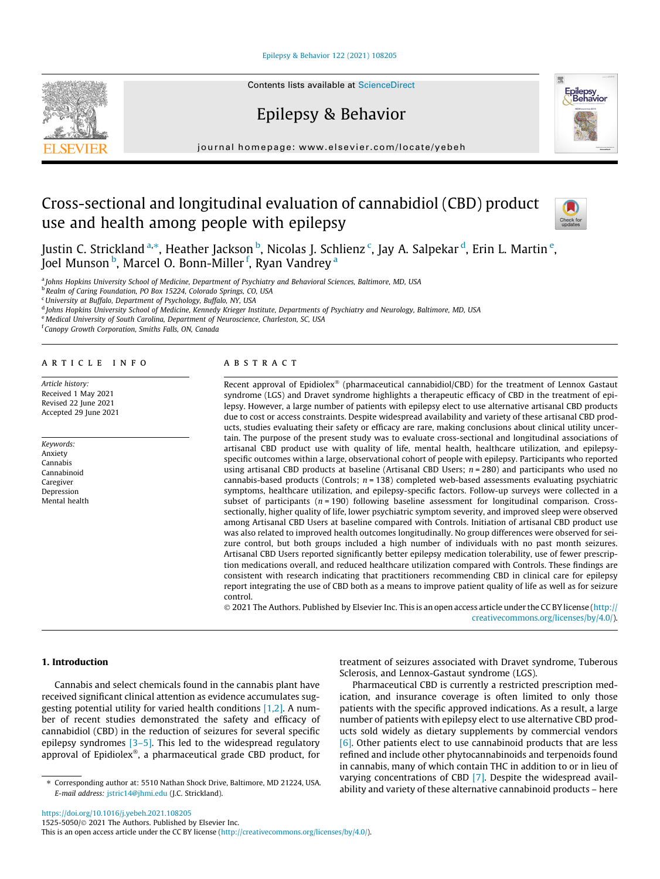# Cross-sectional and longitudinal evaluation of cannabidiol (CBD) product use and health among people with epilepsy

Justin C. Strickland [a,*], Heather Jackson [b], Nicolas J. Schlienz [c], Jay A. Salpekar [d], Erin L. Martin [e], Joel Munson [b], Marcel O. Bonn-Miller [f], Ryan Vandrey [a]

[a] Johns Hopkins University School of Medicine, Department of Psychiatry and Behavioral Sciences, Baltimore, MD, USA
[b] Realm of Caring Foundation, PO Box 15224, Colorado Springs, CO, USA
[c] University at Buffalo, Department of Psychology, Buffalo, NY, USA
[d] Johns Hopkins University School of Medicine, Kennedy Krieger Institute, Departments of Psychiatry and Neurology, Baltimore, MD, USA
[e] Medical University of South Carolina, Department of Neuroscience, Charleston, SC, USA
[f] Canopy Growth Corporation, Smiths Falls, ON, Canada

## ARTICLE INFO

*Article history:*
Received 1 May 2021
Revised 22 June 2021
Accepted 29 June 2021

*Keywords:*
Anxiety
Cannabis
Cannabinoid
Caregiver
Depression
Mental health

## ABSTRACT

Recent approval of Epidiolex® (pharmaceutical cannabidiol/CBD) for the treatment of Lennox Gastaut syndrome (LGS) and Dravet syndrome highlights a therapeutic efficacy of CBD in the treatment of epilepsy. However, a large number of patients with epilepsy elect to use alternative artisanal CBD products due to cost or access constraints. Despite widespread availability and variety of these artisanal CBD products, studies evaluating their safety or efficacy are rare, making conclusions about clinical utility uncertain. The purpose of the present study was to evaluate cross-sectional and longitudinal associations of artisanal CBD product use with quality of life, mental health, healthcare utilization, and epilepsy-specific outcomes within a large, observational cohort of people with epilepsy. Participants who reported using artisanal CBD products at baseline (Artisanal CBD Users; $n = 280$) and participants who used no cannabis-based products (Controls; $n = 138$) completed web-based assessments evaluating psychiatric symptoms, healthcare utilization, and epilepsy-specific factors. Follow-up surveys were collected in a subset of participants ($n = 190$) following baseline assessment for longitudinal comparison. Cross-sectionally, higher quality of life, lower psychiatric symptom severity, and improved sleep were observed among Artisanal CBD Users at baseline compared with Controls. Initiation of artisanal CBD product use was also related to improved health outcomes longitudinally. No group differences were observed for seizure control, but both groups included a high number of individuals with no past month seizures. Artisanal CBD Users reported significantly better epilepsy medication tolerability, use of fewer prescription medications overall, and reduced healthcare utilization compared with Controls. These findings are consistent with research indicating that practitioners recommending CBD in clinical care for epilepsy report integrating the use of CBD both as a means to improve patient quality of life as well as for seizure control.

© 2021 The Authors. Published by Elsevier Inc. This is an open access article under the CC BY license (http://creativecommons.org/licenses/by/4.0/).

## 1. Introduction

Cannabis and select chemicals found in the cannabis plant have received significant clinical attention as evidence accumulates suggesting potential utility for varied health conditions [1,2]. A number of recent studies demonstrated the safety and efficacy of cannabidiol (CBD) in the reduction of seizures for several specific epilepsy syndromes [3–5]. This led to the widespread regulatory approval of Epidiolex®, a pharmaceutical grade CBD product, for treatment of seizures associated with Dravet syndrome, Tuberous Sclerosis, and Lennox-Gastaut syndrome (LGS).

Pharmaceutical CBD is currently a restricted prescription medication, and insurance coverage is often limited to only those patients with the specific approved indications. As a result, a large number of patients with epilepsy elect to use alternative CBD products sold widely as dietary supplements by commercial vendors [6]. Other patients elect to use cannabinoid products that are less refined and include other phytocannabinoids and terpenoids found in cannabis, many of which contain THC in addition to or in lieu of varying concentrations of CBD [7]. Despite the widespread availability and variety of these alternative cannabinoid products – here

---

* Corresponding author at: 5510 Nathan Shock Drive, Baltimore, MD 21224, USA.
*E-mail address:* jstric14@jhmi.edu (J.C. Strickland).

https://doi.org/10.1016/j.yebeh.2021.108205
1525-5050/© 2021 The Authors. Published by Elsevier Inc.
This is an open access article under the CC BY license (http://creativecommons.org/licenses/by/4.0/).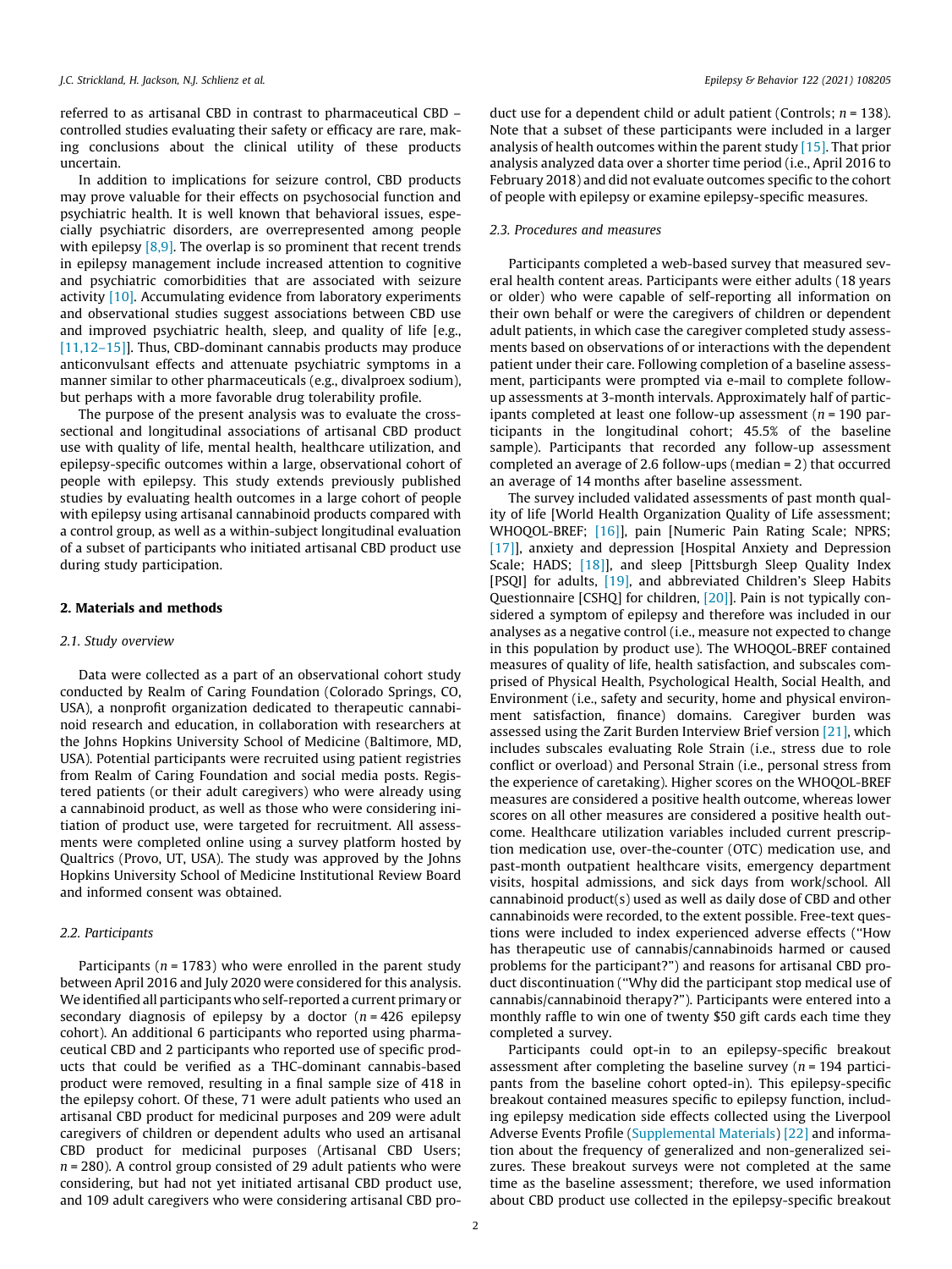referred to as artisanal CBD in contrast to pharmaceutical CBD – controlled studies evaluating their safety or efficacy are rare, making conclusions about the clinical utility of these products uncertain.

In addition to implications for seizure control, CBD products may prove valuable for their effects on psychosocial function and psychiatric health. It is well known that behavioral issues, especially psychiatric disorders, are overrepresented among people with epilepsy [8,9]. The overlap is so prominent that recent trends in epilepsy management include increased attention to cognitive and psychiatric comorbidities that are associated with seizure activity [10]. Accumulating evidence from laboratory experiments and observational studies suggest associations between CBD use and improved psychiatric health, sleep, and quality of life [e.g., [11,12–15]]. Thus, CBD-dominant cannabis products may produce anticonvulsant effects and attenuate psychiatric symptoms in a manner similar to other pharmaceuticals (e.g., divalproex sodium), but perhaps with a more favorable drug tolerability profile.

The purpose of the present analysis was to evaluate the cross-sectional and longitudinal associations of artisanal CBD product use with quality of life, mental health, healthcare utilization, and epilepsy-specific outcomes within a large, observational cohort of people with epilepsy. This study extends previously published studies by evaluating health outcomes in a large cohort of people with epilepsy using artisanal cannabinoid products compared with a control group, as well as a within-subject longitudinal evaluation of a subset of participants who initiated artisanal CBD product use during study participation.

## 2. Materials and methods

### 2.1. Study overview

Data were collected as a part of an observational cohort study conducted by Realm of Caring Foundation (Colorado Springs, CO, USA), a nonprofit organization dedicated to therapeutic cannabinoid research and education, in collaboration with researchers at the Johns Hopkins University School of Medicine (Baltimore, MD, USA). Potential participants were recruited using patient registries from Realm of Caring Foundation and social media posts. Registered patients (or their adult caregivers) who were already using a cannabinoid product, as well as those who were considering initiation of product use, were targeted for recruitment. All assessments were completed online using a survey platform hosted by Qualtrics (Provo, UT, USA). The study was approved by the Johns Hopkins University School of Medicine Institutional Review Board and informed consent was obtained.

### 2.2. Participants

Participants ($n = 1783$) who were enrolled in the parent study between April 2016 and July 2020 were considered for this analysis. We identified all participants who self-reported a current primary or secondary diagnosis of epilepsy by a doctor ($n = 426$ epilepsy cohort). An additional 6 participants who reported using pharmaceutical CBD and 2 participants who reported use of specific products that could be verified as a THC-dominant cannabis-based product were removed, resulting in a final sample size of 418 in the epilepsy cohort. Of these, 71 were adult patients who used an artisanal CBD product for medicinal purposes and 209 were adult caregivers of children or dependent adults who used an artisanal CBD product for medicinal purposes (Artisanal CBD Users; $n = 280$). A control group consisted of 29 adult patients who were considering, but had not yet initiated artisanal CBD product use, and 109 adult caregivers who were considering artisanal CBD product use for a dependent child or adult patient (Controls; $n = 138$). Note that a subset of these participants were included in a larger analysis of health outcomes within the parent study [15]. That prior analysis analyzed data over a shorter time period (i.e., April 2016 to February 2018) and did not evaluate outcomes specific to the cohort of people with epilepsy or examine epilepsy-specific measures.

### 2.3. Procedures and measures

Participants completed a web-based survey that measured several health content areas. Participants were either adults (18 years or older) who were capable of self-reporting all information on their own behalf or were the caregivers of children or dependent adult patients, in which case the caregiver completed study assessments based on observations of or interactions with the dependent patient under their care. Following completion of a baseline assessment, participants were prompted via e-mail to complete follow-up assessments at 3-month intervals. Approximately half of participants completed at least one follow-up assessment ($n = 190$ participants in the longitudinal cohort; 45.5% of the baseline sample). Participants that recorded any follow-up assessment completed an average of 2.6 follow-ups (median = 2) that occurred an average of 14 months after baseline assessment.

The survey included validated assessments of past month quality of life [World Health Organization Quality of Life assessment; WHOQOL-BREF; [16]], pain [Numeric Pain Rating Scale; NPRS; [17]], anxiety and depression [Hospital Anxiety and Depression Scale; HADS; [18]], and sleep [Pittsburgh Sleep Quality Index [PSQI] for adults, [19], and abbreviated Children's Sleep Habits Questionnaire [CSHQ] for children, [20]]. Pain is not typically considered a symptom of epilepsy and therefore was included in our analyses as a negative control (i.e., measure not expected to change in this population by product use). The WHOQOL-BREF contained measures of quality of life, health satisfaction, and subscales comprised of Physical Health, Psychological Health, Social Health, and Environment (i.e., safety and security, home and physical environment satisfaction, finance) domains. Caregiver burden was assessed using the Zarit Burden Interview Brief version [21], which includes subscales evaluating Role Strain (i.e., stress due to role conflict or overload) and Personal Strain (i.e., personal stress from the experience of caretaking). Higher scores on the WHOQOL-BREF measures are considered a positive health outcome, whereas lower scores on all other measures are considered a positive health outcome. Healthcare utilization variables included current prescription medication use, over-the-counter (OTC) medication use, and past-month outpatient healthcare visits, emergency department visits, hospital admissions, and sick days from work/school. All cannabinoid product(s) used as well as daily dose of CBD and other cannabinoids were recorded, to the extent possible. Free-text questions were included to index experienced adverse effects ("How has therapeutic use of cannabis/cannabinoids harmed or caused problems for the participant?") and reasons for artisanal CBD product discontinuation ("Why did the participant stop medical use of cannabis/cannabinoid therapy?"). Participants were entered into a monthly raffle to win one of twenty $50 gift cards each time they completed a survey.

Participants could opt-in to an epilepsy-specific breakout assessment after completing the baseline survey ($n = 194$ participants from the baseline cohort opted-in). This epilepsy-specific breakout contained measures specific to epilepsy function, including epilepsy medication side effects collected using the Liverpool Adverse Events Profile (Supplemental Materials) [22] and information about the frequency of generalized and non-generalized seizures. These breakout surveys were not completed at the same time as the baseline assessment; therefore, we used information about CBD product use collected in the epilepsy-specific breakout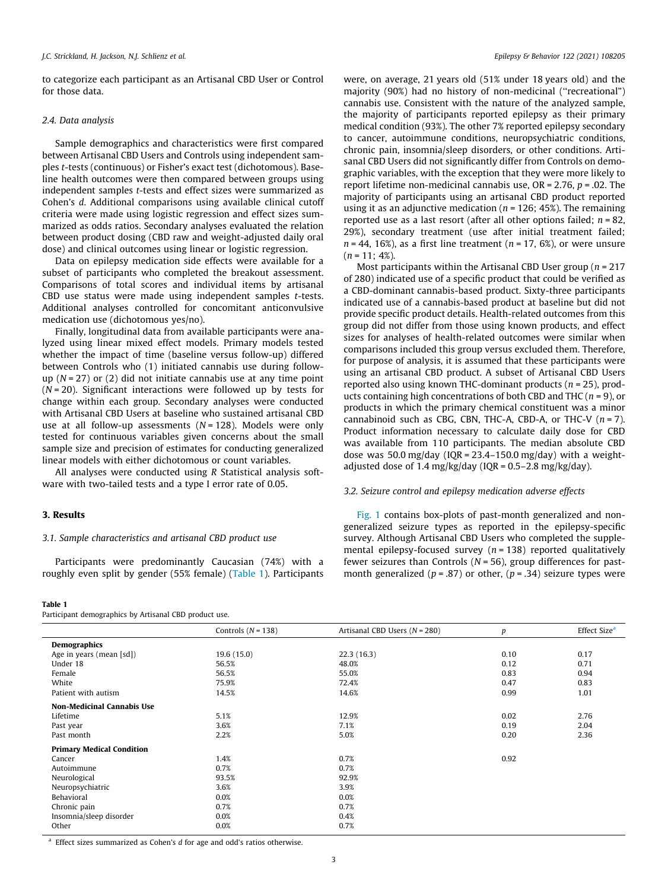to categorize each participant as an Artisanal CBD User or Control for those data.

### 2.4. Data analysis

Sample demographics and characteristics were first compared between Artisanal CBD Users and Controls using independent samples *t*-tests (continuous) or Fisher's exact test (dichotomous). Baseline health outcomes were then compared between groups using independent samples *t*-tests and effect sizes were summarized as Cohen's *d*. Additional comparisons using available clinical cutoff criteria were made using logistic regression and effect sizes summarized as odds ratios. Secondary analyses evaluated the relation between product dosing (CBD raw and weight-adjusted daily oral dose) and clinical outcomes using linear or logistic regression.

Data on epilepsy medication side effects were available for a subset of participants who completed the breakout assessment. Comparisons of total scores and individual items by artisanal CBD use status were made using independent samples *t*-tests. Additional analyses controlled for concomitant anticonvulsive medication use (dichotomous yes/no).

Finally, longitudinal data from available participants were analyzed using linear mixed effect models. Primary models tested whether the impact of time (baseline versus follow-up) differed between Controls who (1) initiated cannabis use during follow-up ($N = 27$) or (2) did not initiate cannabis use at any time point ($N = 20$). Significant interactions were followed up by tests for change within each group. Secondary analyses were conducted with Artisanal CBD Users at baseline who sustained artisanal CBD use at all follow-up assessments ($N = 128$). Models were only tested for continuous variables given concerns about the small sample size and precision of estimates for conducting generalized linear models with either dichotomous or count variables.

All analyses were conducted using *R* Statistical analysis software with two-tailed tests and a type I error rate of 0.05.

## 3. Results

### 3.1. Sample characteristics and artisanal CBD product use

Participants were predominantly Caucasian (74%) with a roughly even split by gender (55% female) (Table 1). Participants were, on average, 21 years old (51% under 18 years old) and the majority (90%) had no history of non-medicinal ("recreational") cannabis use. Consistent with the nature of the analyzed sample, the majority of participants reported epilepsy as their primary medical condition (93%). The other 7% reported epilepsy secondary to cancer, autoimmune conditions, neuropsychiatric conditions, chronic pain, insomnia/sleep disorders, or other conditions. Artisanal CBD Users did not significantly differ from Controls on demographic variables, with the exception that they were more likely to report lifetime non-medicinal cannabis use, OR = 2.76, $p = .02$. The majority of participants using an artisanal CBD product reported using it as an adjunctive medication ($n = 126$; 45%). The remaining reported use as a last resort (after all other options failed; $n = 82$, 29%), secondary treatment (use after initial treatment failed; $n = 44$, 16%), as a first line treatment ($n = 17$, 6%), or were unsure ($n = 11$; 4%).

Most participants within the Artisanal CBD User group ($n = 217$ of 280) indicated use of a specific product that could be verified as a CBD-dominant cannabis-based product. Sixty-three participants indicated use of a cannabis-based product at baseline but did not provide specific product details. Health-related outcomes from this group did not differ from those using known products, and effect sizes for analyses of health-related outcomes were similar when comparisons included this group versus excluded them. Therefore, for purpose of analysis, it is assumed that these participants were using an artisanal CBD product. A subset of Artisanal CBD Users reported also using known THC-dominant products ($n = 25$), products containing high concentrations of both CBD and THC ($n = 9$), or products in which the primary chemical constituent was a minor cannabinoid such as CBG, CBN, THC-A, CBD-A, or THC-V ($n = 7$). Product information necessary to calculate daily dose for CBD was available from 110 participants. The median absolute CBD dose was 50.0 mg/day (IQR = 23.4–150.0 mg/day) with a weight-adjusted dose of 1.4 mg/kg/day (IQR = 0.5–2.8 mg/kg/day).

### 3.2. Seizure control and epilepsy medication adverse effects

Fig. 1 contains box-plots of past-month generalized and non-generalized seizure types as reported in the epilepsy-specific survey. Although Artisanal CBD Users who completed the supplemental epilepsy-focused survey ($n = 138$) reported qualitatively fewer seizures than Controls ($N = 56$), group differences for past-month generalized ($p = .87$) or other, ($p = .34$) seizure types were

**Table 1**
Participant demographics by Artisanal CBD product use.

| | Controls (N = 138) | Artisanal CBD Users (N = 280) | *p* | Effect Size[a] |
|---|---|---|---|---|
| **Demographics** | | | | |
| Age in years (mean [sd]) | 19.6 (15.0) | 22.3 (16.3) | 0.10 | 0.17 |
| Under 18 | 56.5% | 48.0% | 0.12 | 0.71 |
| Female | 56.5% | 55.0% | 0.83 | 0.94 |
| White | 75.9% | 72.4% | 0.47 | 0.83 |
| Patient with autism | 14.5% | 14.6% | 0.99 | 1.01 |
| **Non-Medicinal Cannabis Use** | | | | |
| Lifetime | 5.1% | 12.9% | 0.02 | 2.76 |
| Past year | 3.6% | 7.1% | 0.19 | 2.04 |
| Past month | 2.2% | 5.0% | 0.20 | 2.36 |
| **Primary Medical Condition** | | | | |
| Cancer | 1.4% | 0.7% | 0.92 | |
| Autoimmune | 0.7% | 0.7% | | |
| Neurological | 93.5% | 92.9% | | |
| Neuropsychiatric | 3.6% | 3.9% | | |
| Behavioral | 0.0% | 0.0% | | |
| Chronic pain | 0.7% | 0.7% | | |
| Insomnia/sleep disorder | 0.0% | 0.4% | | |
| Other | 0.0% | 0.7% | | |

[a] Effect sizes summarized as Cohen's *d* for age and odd's ratios otherwise.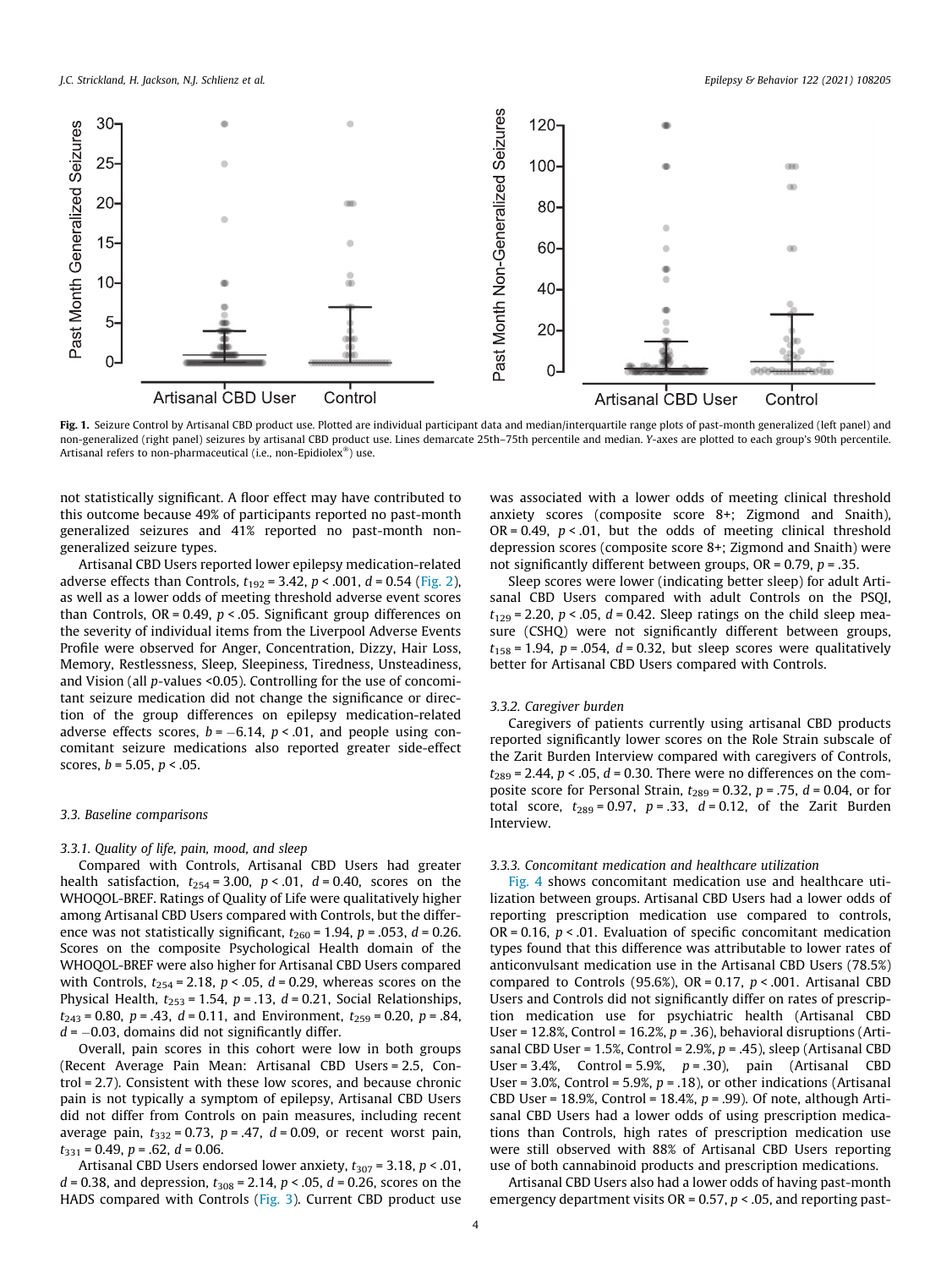Fig. 1. Seizure Control by Artisanal CBD product use. Plotted are individual participant data and median/interquartile range plots of past-month generalized (left panel) and non-generalized (right panel) seizures by artisanal CBD product use. Lines demarcate 25th–75th percentile and median. Y-axes are plotted to each group's 90th percentile. Artisanal refers to non-pharmaceutical (i.e., non-Epidiolex®) use.

not statistically significant. A floor effect may have contributed to this outcome because 49% of participants reported no past-month generalized seizures and 41% reported no past-month non-generalized seizure types.

Artisanal CBD Users reported lower epilepsy medication-related adverse effects than Controls, $t_{192} = 3.42$, $p < .001$, $d = 0.54$ (Fig. 2), as well as a lower odds of meeting threshold adverse event scores than Controls, OR = 0.49, $p < .05$. Significant group differences on the severity of individual items from the Liverpool Adverse Events Profile were observed for Anger, Concentration, Dizzy, Hair Loss, Memory, Restlessness, Sleep, Sleepiness, Tiredness, Unsteadiness, and Vision (all p-values <0.05). Controlling for the use of concomitant seizure medication did not change the significance or direction of the group differences on epilepsy medication-related adverse effects scores, $b = -6.14$, $p < .01$, and people using concomitant seizure medications also reported greater side-effect scores, $b = 5.05$, $p < .05$.

### 3.3. Baseline comparisons

#### 3.3.1. Quality of life, pain, mood, and sleep

Compared with Controls, Artisanal CBD Users had greater health satisfaction, $t_{254} = 3.00$, $p < .01$, $d = 0.40$, scores on the WHOQOL-BREF. Ratings of Quality of Life were qualitatively higher among Artisanal CBD Users compared with Controls, but the difference was not statistically significant, $t_{260} = 1.94$, $p = .053$, $d = 0.26$. Scores on the composite Psychological Health domain of the WHOQOL-BREF were also higher for Artisanal CBD Users compared with Controls, $t_{254} = 2.18$, $p < .05$, $d = 0.29$, whereas scores on the Physical Health, $t_{253} = 1.54$, $p = .13$, $d = 0.21$, Social Relationships, $t_{243} = 0.80$, $p = .43$, $d = 0.11$, and Environment, $t_{259} = 0.20$, $p = .84$, $d = -0.03$, domains did not significantly differ.

Overall, pain scores in this cohort were low in both groups (Recent Average Pain Mean: Artisanal CBD Users = 2.5, Control = 2.7). Consistent with these low scores, and because chronic pain is not typically a symptom of epilepsy, Artisanal CBD Users did not differ from Controls on pain measures, including recent average pain, $t_{332} = 0.73$, $p = .47$, $d = 0.09$, or recent worst pain, $t_{331} = 0.49$, $p = .62$, $d = 0.06$.

Artisanal CBD Users endorsed lower anxiety, $t_{307} = 3.18$, $p < .01$, $d = 0.38$, and depression, $t_{308} = 2.14$, $p < .05$, $d = 0.26$, scores on the HADS compared with Controls (Fig. 3). Current CBD product use was associated with a lower odds of meeting clinical threshold anxiety scores (composite score 8+; Zigmond and Snaith), OR = 0.49, $p < .01$, but the odds of meeting clinical threshold depression scores (composite score 8+; Zigmond and Snaith) were not significantly different between groups, OR = 0.79, $p = .35$.

Sleep scores were lower (indicating better sleep) for adult Artisanal CBD Users compared with adult Controls on the PSQI, $t_{129} = 2.20$, $p < .05$, $d = 0.42$. Sleep ratings on the child sleep measure (CSHQ) were not significantly different between groups, $t_{158} = 1.94$, $p = .054$, $d = 0.32$, but sleep scores were qualitatively better for Artisanal CBD Users compared with Controls.

#### 3.3.2. Caregiver burden

Caregivers of patients currently using artisanal CBD products reported significantly lower scores on the Role Strain subscale of the Zarit Burden Interview compared with caregivers of Controls, $t_{289} = 2.44$, $p < .05$, $d = 0.30$. There were no differences on the composite score for Personal Strain, $t_{289} = 0.32$, $p = .75$, $d = 0.04$, or for total score, $t_{289} = 0.97$, $p = .33$, $d = 0.12$, of the Zarit Burden Interview.

#### 3.3.3. Concomitant medication and healthcare utilization

Fig. 4 shows concomitant medication use and healthcare utilization between groups. Artisanal CBD Users had a lower odds of reporting prescription medication use compared to controls, OR = 0.16, $p < .01$. Evaluation of specific concomitant medication types found that this difference was attributable to lower rates of anticonvulsant medication use in the Artisanal CBD Users (78.5%) compared to Controls (95.6%), OR = 0.17, $p < .001$. Artisanal CBD Users and Controls did not significantly differ on rates of prescription medication use for psychiatric health (Artisanal CBD User = 12.8%, Control = 16.2%, $p = .36$), behavioral disruptions (Artisanal CBD User = 1.5%, Control = 2.9%, $p = .45$), sleep (Artisanal CBD User = 3.4%, Control = 5.9%, $p = .30$), pain (Artisanal CBD User = 3.0%, Control = 5.9%, $p = .18$), or other indications (Artisanal CBD User = 18.9%, Control = 18.4%, $p = .99$). Of note, although Artisanal CBD Users had a lower odds of using prescription medications than Controls, high rates of prescription medication use were still observed with 88% of Artisanal CBD Users reporting use of both cannabinoid products and prescription medications.

Artisanal CBD Users also had a lower odds of having past-month emergency department visits OR = 0.57, $p < .05$, and reporting past-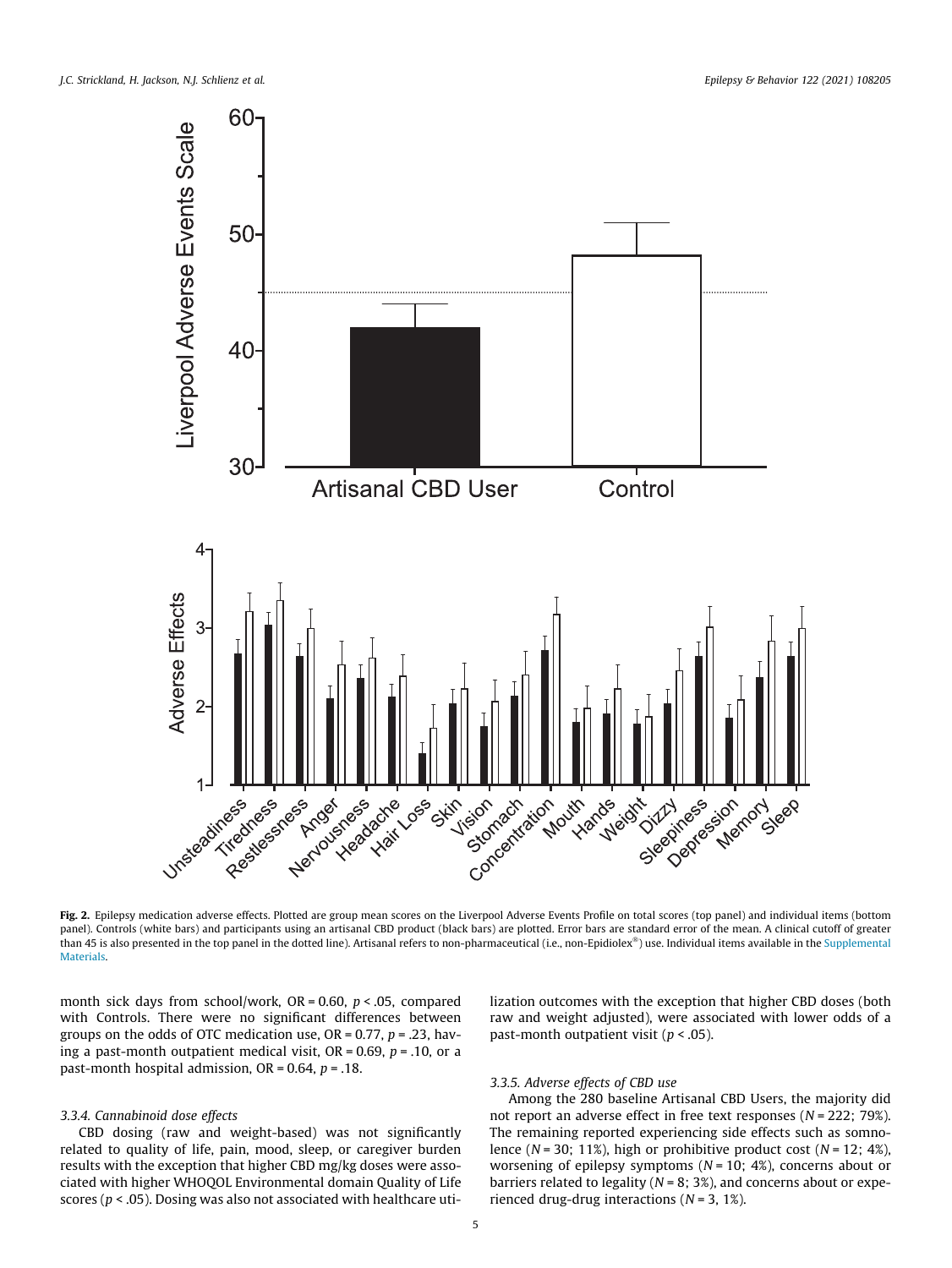**Fig. 2.** Epilepsy medication adverse effects. Plotted are group mean scores on the Liverpool Adverse Events Profile on total scores (top panel) and individual items (bottom panel). Controls (white bars) and participants using an artisanal CBD product (black bars) are plotted. Error bars are standard error of the mean. A clinical cutoff of greater than 45 is also presented in the top panel in the dotted line). Artisanal refers to non-pharmaceutical (i.e., non-Epidiolex®) use. Individual items available in the Supplemental Materials.

month sick days from school/work, OR = 0.60, $p < .05$, compared with Controls. There were no significant differences between groups on the odds of OTC medication use, OR = 0.77, $p = .23$, having a past-month outpatient medical visit, OR = 0.69, $p = .10$, or a past-month hospital admission, OR = 0.64, $p = .18$.

### *3.3.4. Cannabinoid dose effects*

CBD dosing (raw and weight-based) was not significantly related to quality of life, pain, mood, sleep, or caregiver burden results with the exception that higher CBD mg/kg doses were associated with higher WHOQOL Environmental domain Quality of Life scores ($p < .05$). Dosing was also not associated with healthcare utilization outcomes with the exception that higher CBD doses (both raw and weight adjusted), were associated with lower odds of a past-month outpatient visit ($p < .05$).

### *3.3.5. Adverse effects of CBD use*

Among the 280 baseline Artisanal CBD Users, the majority did not report an adverse effect in free text responses ($N = 222$; 79%). The remaining reported experiencing side effects such as somnolence ($N = 30$; 11%), high or prohibitive product cost ($N = 12$; 4%), worsening of epilepsy symptoms ($N = 10$; 4%), concerns about or barriers related to legality ($N = 8$; 3%), and concerns about or experienced drug-drug interactions ($N = 3$, 1%).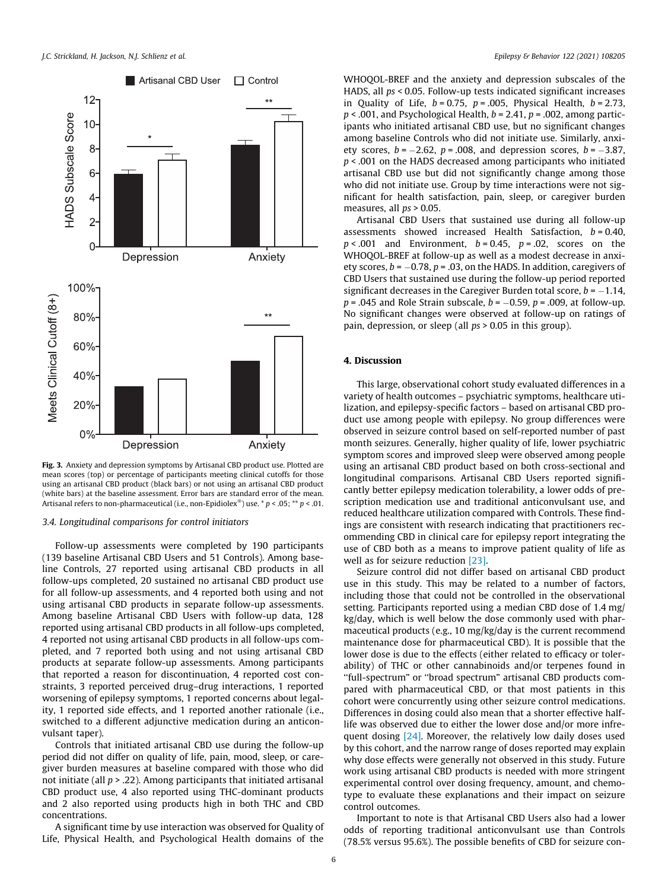Fig. 3. Anxiety and depression symptoms by Artisanal CBD product use. Plotted are mean scores (top) or percentage of participants meeting clinical cutoffs for those using an artisanal CBD product (black bars) or not using an artisanal CBD product (white bars) at the baseline assessment. Error bars are standard error of the mean. Artisanal refers to non-pharmaceutical (i.e., non-Epidiolex®) use. * $p < .05$; ** $p < .01$.

### 3.4. Longitudinal comparisons for control initiators

Follow-up assessments were completed by 190 participants (139 baseline Artisanal CBD Users and 51 Controls). Among baseline Controls, 27 reported using artisanal CBD products in all follow-ups completed, 20 sustained no artisanal CBD product use for all follow-up assessments, and 4 reported both using and not using artisanal CBD products in separate follow-up assessments. Among baseline Artisanal CBD Users with follow-up data, 128 reported using artisanal CBD products in all follow-ups completed, 4 reported not using artisanal CBD products in all follow-ups completed, and 7 reported both using and not using artisanal CBD products at separate follow-up assessments. Among participants that reported a reason for discontinuation, 4 reported cost constraints, 3 reported perceived drug–drug interactions, 1 reported worsening of epilepsy symptoms, 1 reported concerns about legality, 1 reported side effects, and 1 reported another rationale (i.e., switched to a different adjunctive medication during an anticonvulsant taper).

Controls that initiated artisanal CBD use during the follow-up period did not differ on quality of life, pain, mood, sleep, or caregiver burden measures at baseline compared with those who did not initiate (all $p > .22$). Among participants that initiated artisanal CBD product use, 4 also reported using THC-dominant products and 2 also reported using products high in both THC and CBD concentrations.

A significant time by use interaction was observed for Quality of Life, Physical Health, and Psychological Health domains of the WHOQOL-BREF and the anxiety and depression subscales of the HADS, all $ps < 0.05$. Follow-up tests indicated significant increases in Quality of Life, $b = 0.75$, $p = .005$, Physical Health, $b = 2.73$, $p < .001$, and Psychological Health, $b = 2.41$, $p = .002$, among participants who initiated artisanal CBD use, but no significant changes among baseline Controls who did not initiate use. Similarly, anxiety scores, $b = -2.62$, $p = .008$, and depression scores, $b = -3.87$, $p < .001$ on the HADS decreased among participants who initiated artisanal CBD use but did not significantly change among those who did not initiate use. Group by time interactions were not significant for health satisfaction, pain, sleep, or caregiver burden measures, all $ps > 0.05$.

Artisanal CBD Users that sustained use during all follow-up assessments showed increased Health Satisfaction, $b = 0.40$, $p < .001$ and Environment, $b = 0.45$, $p = .02$, scores on the WHOQOL-BREF at follow-up as well as a modest decrease in anxiety scores, $b = -0.78$, $p = .03$, on the HADS. In addition, caregivers of CBD Users that sustained use during the follow-up period reported significant decreases in the Caregiver Burden total score, $b = -1.14$, $p = .045$ and Role Strain subscale, $b = -0.59$, $p = .009$, at follow-up. No significant changes were observed at follow-up on ratings of pain, depression, or sleep (all $ps > 0.05$ in this group).

## 4. Discussion

This large, observational cohort study evaluated differences in a variety of health outcomes – psychiatric symptoms, healthcare utilization, and epilepsy-specific factors – based on artisanal CBD product use among people with epilepsy. No group differences were observed in seizure control based on self-reported number of past month seizures. Generally, higher quality of life, lower psychiatric symptom scores and improved sleep were observed among people using an artisanal CBD product based on both cross-sectional and longitudinal comparisons. Artisanal CBD Users reported significantly better epilepsy medication tolerability, a lower odds of prescription medication use and traditional anticonvulsant use, and reduced healthcare utilization compared with Controls. These findings are consistent with research indicating that practitioners recommending CBD in clinical care for epilepsy report integrating the use of CBD both as a means to improve patient quality of life as well as for seizure reduction [23].

Seizure control did not differ based on artisanal CBD product use in this study. This may be related to a number of factors, including those that could not be controlled in the observational setting. Participants reported using a median CBD dose of 1.4 mg/kg/day, which is well below the dose commonly used with pharmaceutical products (e.g., 10 mg/kg/day is the current recommend maintenance dose for pharmaceutical CBD). It is possible that the lower dose is due to the effects (either related to efficacy or tolerability) of THC or other cannabinoids and/or terpenes found in "full-spectrum" or "broad spectrum" artisanal CBD products compared with pharmaceutical CBD, or that most patients in this cohort were concurrently using other seizure control medications. Differences in dosing could also mean that a shorter effective half-life was observed due to either the lower dose and/or more infrequent dosing [24]. Moreover, the relatively low daily doses used by this cohort, and the narrow range of doses reported may explain why dose effects were generally not observed in this study. Future work using artisanal CBD products is needed with more stringent experimental control over dosing frequency, amount, and chemotype to evaluate these explanations and their impact on seizure control outcomes.

Important to note is that Artisanal CBD Users also had a lower odds of reporting traditional anticonvulsant use than Controls (78.5% versus 95.6%). The possible benefits of CBD for seizure con-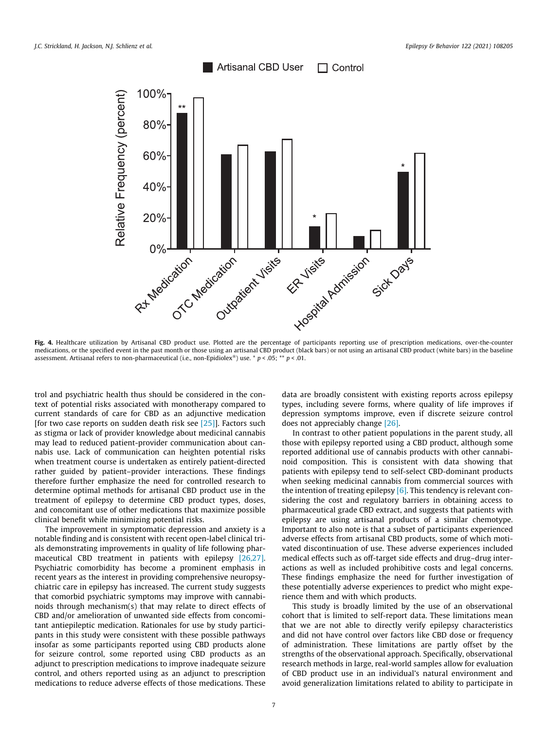**Fig. 4.** Healthcare utilization by Artisanal CBD product use. Plotted are the percentage of participants reporting use of prescription medications, over-the-counter medications, or the specified event in the past month or those using an artisanal CBD product (black bars) or not using an artisanal CBD product (white bars) in the baseline assessment. Artisanal refers to non-pharmaceutical (i.e., non-Epidiolex®) use. * $p < .05$; ** $p < .01$.

trol and psychiatric health thus should be considered in the context of potential risks associated with monotherapy compared to current standards of care for CBD as an adjunctive medication [for two case reports on sudden death risk see [25]]. Factors such as stigma or lack of provider knowledge about medicinal cannabis may lead to reduced patient-provider communication about cannabis use. Lack of communication can heighten potential risks when treatment course is undertaken as entirely patient-directed rather guided by patient–provider interactions. These findings therefore further emphasize the need for controlled research to determine optimal methods for artisanal CBD product use in the treatment of epilepsy to determine CBD product types, doses, and concomitant use of other medications that maximize possible clinical benefit while minimizing potential risks.

The improvement in symptomatic depression and anxiety is a notable finding and is consistent with recent open-label clinical trials demonstrating improvements in quality of life following pharmaceutical CBD treatment in patients with epilepsy [26,27]. Psychiatric comorbidity has become a prominent emphasis in recent years as the interest in providing comprehensive neuropsychiatric care in epilepsy has increased. The current study suggests that comorbid psychiatric symptoms may improve with cannabinoids through mechanism(s) that may relate to direct effects of CBD and/or amelioration of unwanted side effects from concomitant antiepileptic medication. Rationales for use by study participants in this study were consistent with these possible pathways insofar as some participants reported using CBD products alone for seizure control, some reported using CBD products as an adjunct to prescription medications to improve inadequate seizure control, and others reported using as an adjunct to prescription medications to reduce adverse effects of those medications. These data are broadly consistent with existing reports across epilepsy types, including severe forms, where quality of life improves if depression symptoms improve, even if discrete seizure control does not appreciably change [26].

In contrast to other patient populations in the parent study, all those with epilepsy reported using a CBD product, although some reported additional use of cannabis products with other cannabinoid composition. This is consistent with data showing that patients with epilepsy tend to self-select CBD-dominant products when seeking medicinal cannabis from commercial sources with the intention of treating epilepsy [6]. This tendency is relevant considering the cost and regulatory barriers in obtaining access to pharmaceutical grade CBD extract, and suggests that patients with epilepsy are using artisanal products of a similar chemotype. Important to also note is that a subset of participants experienced adverse effects from artisanal CBD products, some of which motivated discontinuation of use. These adverse experiences included medical effects such as off-target side effects and drug–drug interactions as well as included prohibitive costs and legal concerns. These findings emphasize the need for further investigation of these potentially adverse experiences to predict who might experience them and with which products.

This study is broadly limited by the use of an observational cohort that is limited to self-report data. These limitations mean that we are not able to directly verify epilepsy characteristics and did not have control over factors like CBD dose or frequency of administration. These limitations are partly offset by the strengths of the observational approach. Specifically, observational research methods in large, real-world samples allow for evaluation of CBD product use in an individual's natural environment and avoid generalization limitations related to ability to participate in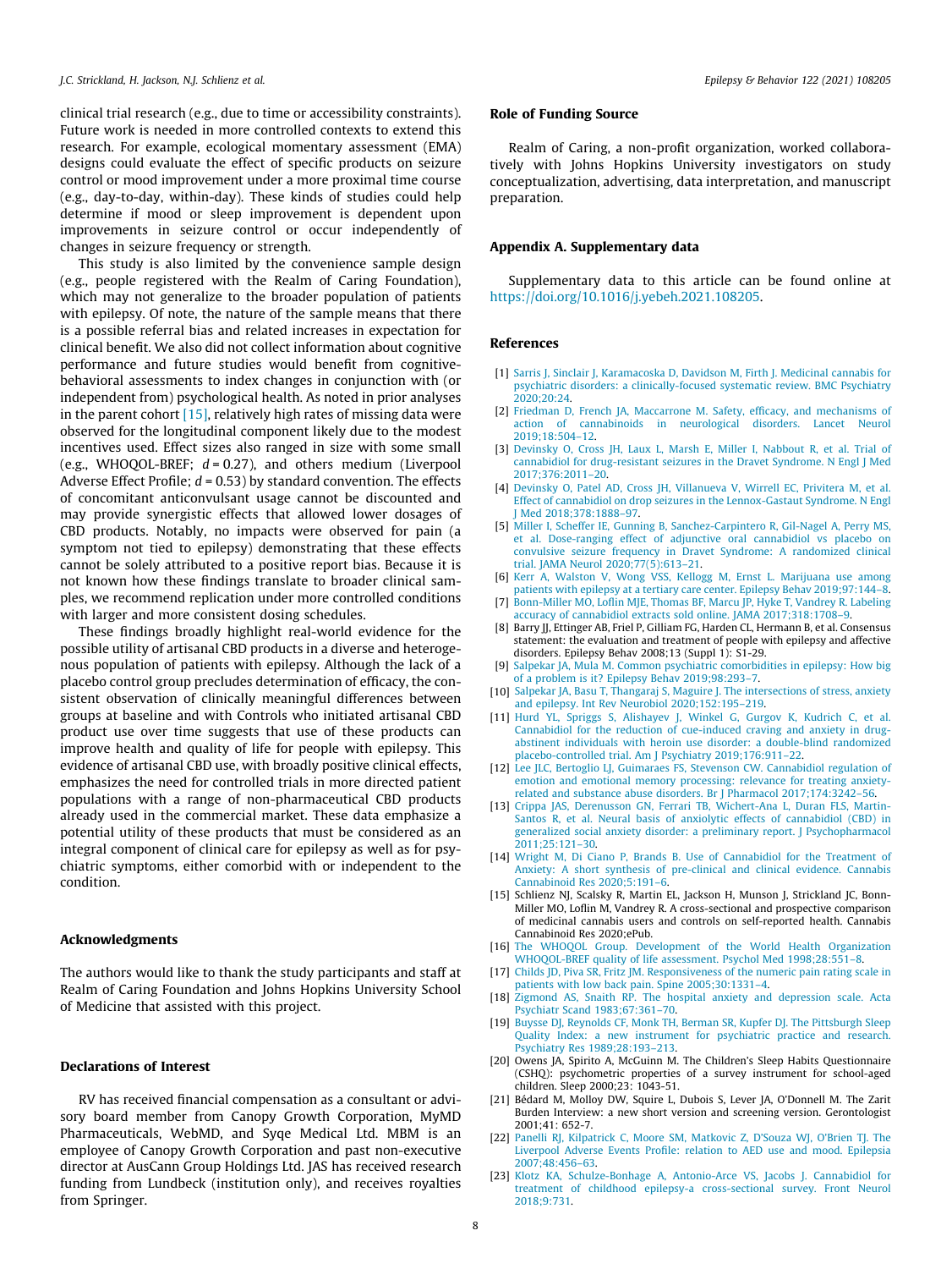clinical trial research (e.g., due to time or accessibility constraints). Future work is needed in more controlled contexts to extend this research. For example, ecological momentary assessment (EMA) designs could evaluate the effect of specific products on seizure control or mood improvement under a more proximal time course (e.g., day-to-day, within-day). These kinds of studies could help determine if mood or sleep improvement is dependent upon improvements in seizure control or occur independently of changes in seizure frequency or strength.

This study is also limited by the convenience sample design (e.g., people registered with the Realm of Caring Foundation), which may not generalize to the broader population of patients with epilepsy. Of note, the nature of the sample means that there is a possible referral bias and related increases in expectation for clinical benefit. We also did not collect information about cognitive performance and future studies would benefit from cognitive-behavioral assessments to index changes in conjunction with (or independent from) psychological health. As noted in prior analyses in the parent cohort [15], relatively high rates of missing data were observed for the longitudinal component likely due to the modest incentives used. Effect sizes also ranged in size with some small (e.g., WHOQOL-BREF; $d = 0.27$), and others medium (Liverpool Adverse Effect Profile; $d = 0.53$) by standard convention. The effects of concomitant anticonvulsant usage cannot be discounted and may provide synergistic effects that allowed lower dosages of CBD products. Notably, no impacts were observed for pain (a symptom not tied to epilepsy) demonstrating that these effects cannot be solely attributed to a positive report bias. Because it is not known how these findings translate to broader clinical samples, we recommend replication under more controlled conditions with larger and more consistent dosing schedules.

These findings broadly highlight real-world evidence for the possible utility of artisanal CBD products in a diverse and heterogeneous population of patients with epilepsy. Although the lack of a placebo control group precludes determination of efficacy, the consistent observation of clinically meaningful differences between groups at baseline and with Controls who initiated artisanal CBD product use over time suggests that use of these products can improve health and quality of life for people with epilepsy. This evidence of artisanal CBD use, with broadly positive clinical effects, emphasizes the need for controlled trials in more directed patient populations with a range of non-pharmaceutical CBD products already used in the commercial market. These data emphasize a potential utility of these products that must be considered as an integral component of clinical care for epilepsy as well as for psychiatric symptoms, either comorbid with or independent to the condition.

## Acknowledgments

The authors would like to thank the study participants and staff at Realm of Caring Foundation and Johns Hopkins University School of Medicine that assisted with this project.

## Declarations of Interest

RV has received financial compensation as a consultant or advisory board member from Canopy Growth Corporation, MyMD Pharmaceuticals, WebMD, and Syqe Medical Ltd. MBM is an employee of Canopy Growth Corporation and past non-executive director at AusCann Group Holdings Ltd. JAS has received research funding from Lundbeck (institution only), and receives royalties from Springer.

## Role of Funding Source

Realm of Caring, a non-profit organization, worked collaboratively with Johns Hopkins University investigators on study conceptualization, advertising, data interpretation, and manuscript preparation.

## Appendix A. Supplementary data

Supplementary data to this article can be found online at https://doi.org/10.1016/j.yebeh.2021.108205.

## References

[1] Sarris J, Sinclair J, Karamacoska D, Davidson M, Firth J. Medicinal cannabis for psychiatric disorders: a clinically-focused systematic review. BMC Psychiatry 2020;20:24.

[2] Friedman D, French JA, Maccarrone M. Safety, efficacy, and mechanisms of action of cannabinoids in neurological disorders. Lancet Neurol 2019;18:504–12.

[3] Devinsky O, Cross JH, Laux L, Marsh E, Miller I, Nabbout R, et al. Trial of cannabidiol for drug-resistant seizures in the Dravet Syndrome. N Engl J Med 2017;376:2011–20.

[4] Devinsky O, Patel AD, Cross JH, Villanueva V, Wirrell EC, Privitera M, et al. Effect of cannabidiol on drop seizures in the Lennox-Gastaut Syndrome. N Engl J Med 2018;378:1888–97.

[5] Miller I, Scheffer IE, Gunning B, Sanchez-Carpintero R, Gil-Nagel A, Perry MS, et al. Dose-ranging effect of adjunctive oral cannabidiol vs placebo on convulsive seizure frequency in Dravet Syndrome: A randomized clinical trial. JAMA Neurol 2020;77(5):613–21.

[6] Kerr A, Walston V, Wong VSS, Kellogg M, Ernst L. Marijuana use among patients with epilepsy at a tertiary care center. Epilepsy Behav 2019;97:144–8.

[7] Bonn-Miller MO, Loflin MJE, Thomas BF, Marcu JP, Hyke T, Vandrey R. Labeling accuracy of cannabidiol extracts sold online. JAMA 2017;318:1708–9.

[8] Barry JJ, Ettinger AB, Friel P, Gilliam FG, Harden CL, Hermann B, et al. Consensus statement: the evaluation and treatment of people with epilepsy and affective disorders. Epilepsy Behav 2008;13 (Suppl 1): S1-29.

[9] Salpekar JA, Mula M. Common psychiatric comorbidities in epilepsy: How big of a problem is it? Epilepsy Behav 2019;98:293–7.

[10] Salpekar JA, Basu T, Thangaraj S, Maguire J. The intersections of stress, anxiety and epilepsy. Int Rev Neurobiol 2020;152:195–219.

[11] Hurd YL, Spriggs S, Alishayev J, Winkel G, Gurgov K, Kudrich C, et al. Cannabidiol for the reduction of cue-induced craving and anxiety in drug-abstinent individuals with heroin use disorder: a double-blind randomized placebo-controlled trial. Am J Psychiatry 2019;176:911–22.

[12] Lee JLC, Bertoglio LJ, Guimaraes FS, Stevenson CW. Cannabidiol regulation of emotion and emotional memory processing: relevance for treating anxiety-related and substance abuse disorders. Br J Pharmacol 2017;174:3242–56.

[13] Crippa JAS, Derenusson GN, Ferrari TB, Wichert-Ana L, Duran FLS, Martin-Santos R, et al. Neural basis of anxiolytic effects of cannabidiol (CBD) in generalized social anxiety disorder: a preliminary report. J Psychopharmacol 2011;25:121–30.

[14] Wright M, Di Ciano P, Brands B. Use of Cannabidiol for the Treatment of Anxiety: A short synthesis of pre-clinical and clinical evidence. Cannabis Cannabinoid Res 2020;5:191–6.

[15] Schlienz NJ, Scalsky R, Martin EL, Jackson H, Munson J, Strickland JC, Bonn-Miller MO, Loflin M, Vandrey R. A cross-sectional and prospective comparison of medicinal cannabis users and controls on self-reported health. Cannabis Cannabinoid Res 2020;ePub.

[16] The WHOQOL Group. Development of the World Health Organization WHOQOL-BREF quality of life assessment. Psychol Med 1998;28:551–8.

[17] Childs JD, Piva SR, Fritz JM. Responsiveness of the numeric pain rating scale in patients with low back pain. Spine 2005;30:1331–4.

[18] Zigmond AS, Snaith RP. The hospital anxiety and depression scale. Acta Psychiatr Scand 1983;67:361–70.

[19] Buysse DJ, Reynolds CF, Monk TH, Berman SR, Kupfer DJ. The Pittsburgh Sleep Quality Index: a new instrument for psychiatric practice and research. Psychiatry Res 1989;28:193–213.

[20] Owens JA, Spirito A, McGuinn M. The Children's Sleep Habits Questionnaire (CSHQ): psychometric properties of a survey instrument for school-aged children. Sleep 2000;23: 1043-51.

[21] Bédard M, Molloy DW, Squire L, Dubois S, Lever JA, O'Donnell M. The Zarit Burden Interview: a new short version and screening version. Gerontologist 2001;41: 652-7.

[22] Panelli RJ, Kilpatrick C, Moore SM, Matkovic Z, D'Souza WJ, O'Brien TJ. The Liverpool Adverse Events Profile: relation to AED use and mood. Epilepsia 2007;48:456–63.

[23] Klotz KA, Schulze-Bonhage A, Antonio-Arce VS, Jacobs J. Cannabidiol for treatment of childhood epilepsy-a cross-sectional survey. Front Neurol 2018;9:731.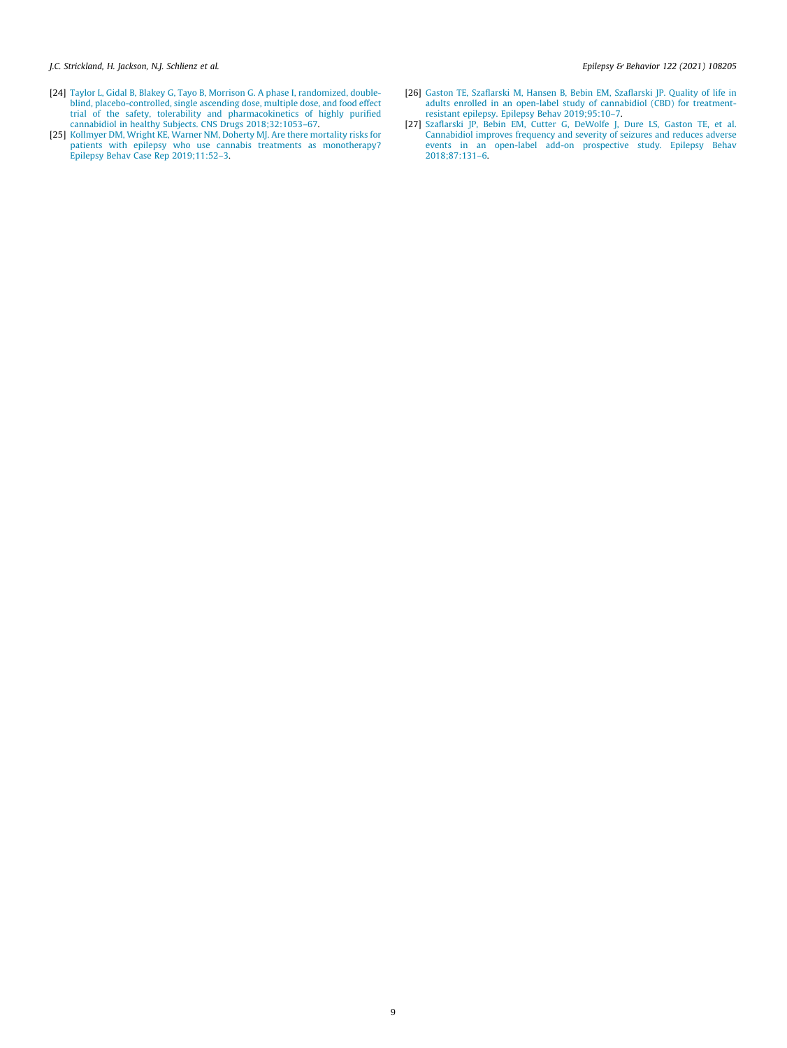[24] Taylor L, Gidal B, Blakey G, Tayo B, Morrison G. A phase I, randomized, double-blind, placebo-controlled, single ascending dose, multiple dose, and food effect trial of the safety, tolerability and pharmacokinetics of highly purified cannabidiol in healthy Subjects. CNS Drugs 2018;32:1053–67.

[25] Kollmyer DM, Wright KE, Warner NM, Doherty MJ. Are there mortality risks for patients with epilepsy who use cannabis treatments as monotherapy? Epilepsy Behav Case Rep 2019;11:52–3.

[26] Gaston TE, Szaflarski M, Hansen B, Bebin EM, Szaflarski JP. Quality of life in adults enrolled in an open-label study of cannabidiol (CBD) for treatment-resistant epilepsy. Epilepsy Behav 2019;95:10–7.

[27] Szaflarski JP, Bebin EM, Cutter G, DeWolfe J, Dure LS, Gaston TE, et al. Cannabidiol improves frequency and severity of seizures and reduces adverse events in an open-label add-on prospective study. Epilepsy Behav 2018;87:131–6.